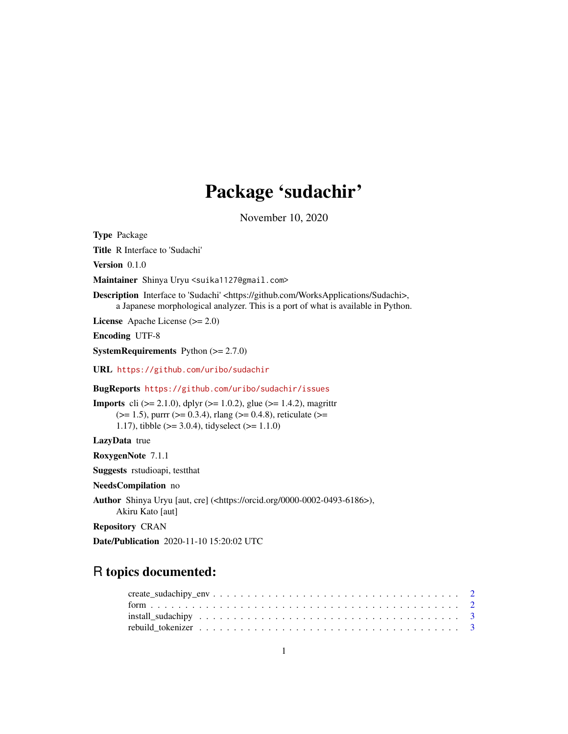# Package 'sudachir'

November 10, 2020

**Type** Package

**Title** R Interface to 'Sudachi'

**Version** 0.1.0

**Maintainer** Shinya Uryu <suika1127@gmail.com>

**Description** Interface to 'Sudachi' <https://github.com/WorksApplications/Sudachi>, a Japanese morphological analyzer. This is a port of what is available in Python.

**License** Apache License (>= 2.0)

**Encoding** UTF-8

**SystemRequirements** Python (>= 2.7.0)

**URL** https://github.com/uribo/sudachir

**BugReports** https://github.com/uribo/sudachir/issues

**Imports** cli (>= 2.1.0), dplyr (>= 1.0.2), glue (>= 1.4.2), magrittr (>= 1.5), purrr (>= 0.3.4), rlang (>= 0.4.8), reticulate (>= 1.17), tibble (>= 3.0.4), tidyselect (>= 1.1.0)

**LazyData** true

**RoxygenNote** 7.1.1

**Suggests** rstudioapi, testthat

**NeedsCompilation** no

**Author** Shinya Uryu [aut, cre] (<https://orcid.org/0000-0002-0493-6186>), Akiru Kato [aut]

**Repository** CRAN

**Date/Publication** 2020-11-10 15:20:02 UTC

## R topics documented:

- create_sudachipy_env . . . . . . . . . . . . . . . . . . . . . . . . . . . . . . . . . . . 2
- form . . . . . . . . . . . . . . . . . . . . . . . . . . . . . . . . . . . . . . . . . . . . 2
- install_sudachipy . . . . . . . . . . . . . . . . . . . . . . . . . . . . . . . . . . . . . 3
- rebuild_tokenizer . . . . . . . . . . . . . . . . . . . . . . . . . . . . . . . . . . . . . 3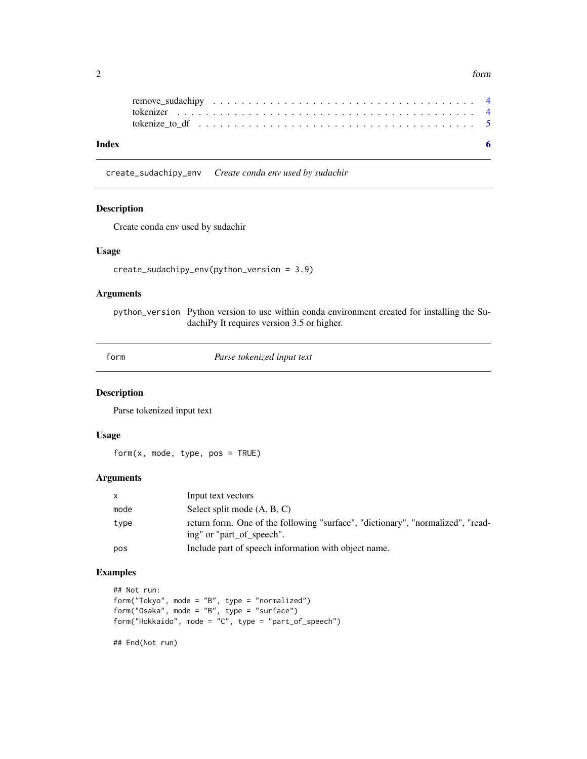remove_sudachipy . . . . . . . . . . . . . . . . . . . . . . . . . . . . . . . . . . 4
tokenizer . . . . . . . . . . . . . . . . . . . . . . . . . . . . . . . . . . . . . . 4
tokenize_to_df . . . . . . . . . . . . . . . . . . . . . . . . . . . . . . . . . . . . 5

**Index** **6**

---

## create_sudachipy_env    *Create conda env used by sudachir*

### Description

Create conda env used by sudachir

### Usage

```
create_sudachipy_env(python_version = 3.9)
```

### Arguments

| | |
|---|---|
| python_version | Python version to use within conda environment created for installing the SudachiPy It requires version 3.5 or higher. |

---

## form    *Parse tokenized input text*

### Description

Parse tokenized input text

### Usage

```
form(x, mode, type, pos = TRUE)
```

### Arguments

| | |
|---|---|
| x | Input text vectors |
| mode | Select split mode (A, B, C) |
| type | return form. One of the following "surface", "dictionary", "normalized", "reading" or "part_of_speech". |
| pos | Include part of speech information with object name. |

### Examples

```
## Not run:
form("Tokyo", mode = "B", type = "normalized")
form("Osaka", mode = "B", type = "surface")
form("Hokkaido", mode = "C", type = "part_of_speech")

## End(Not run)
```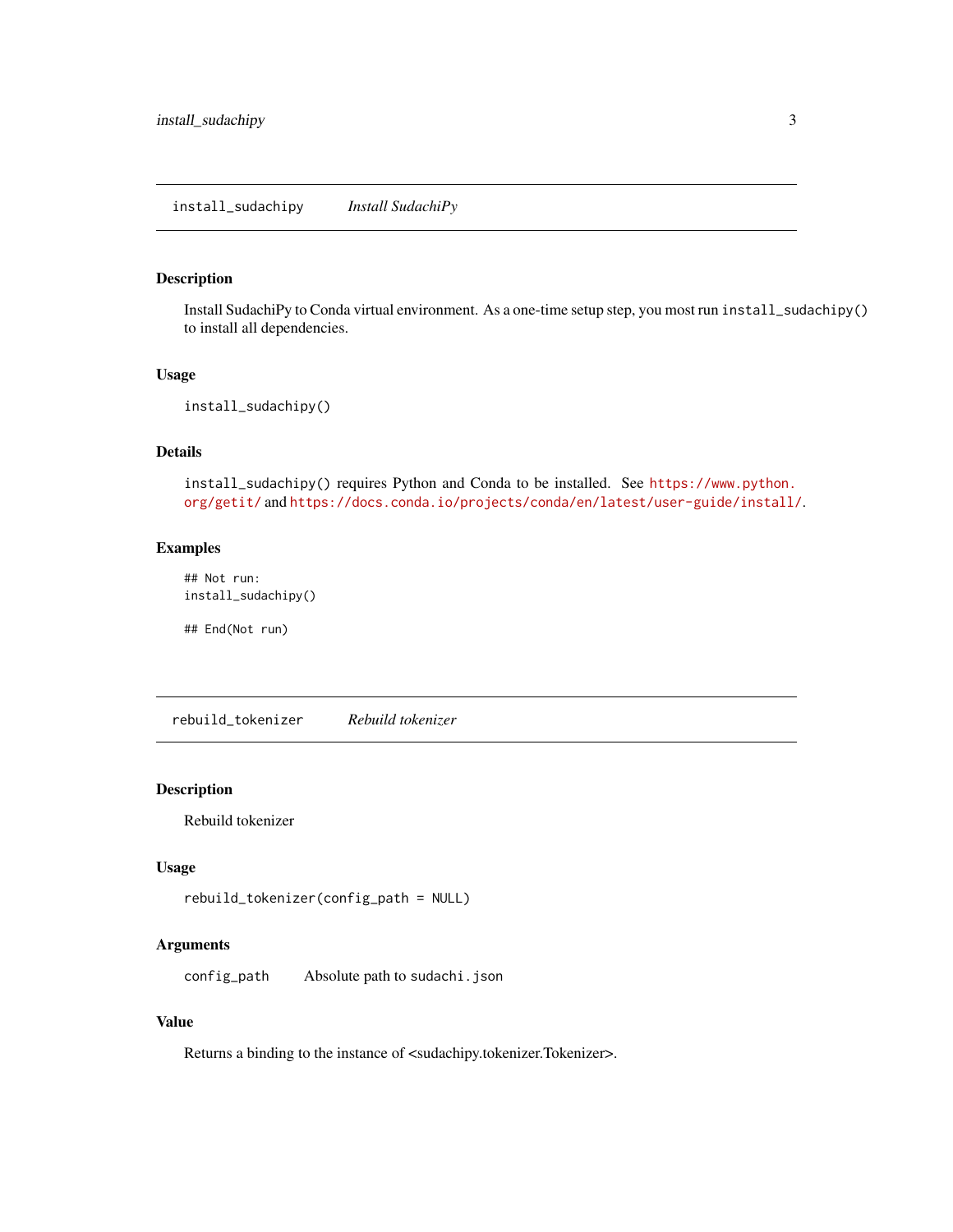## install_sudachipy *Install SudachiPy*

### Description

Install SudachiPy to Conda virtual environment. As a one-time setup step, you most run `install_sudachipy()` to install all dependencies.

### Usage

```
install_sudachipy()
```

### Details

`install_sudachipy()` requires Python and Conda to be installed. See https://www.python.org/getit/ and https://docs.conda.io/projects/conda/en/latest/user-guide/install/.

### Examples

```
## Not run:
install_sudachipy()

## End(Not run)
```

## rebuild_tokenizer *Rebuild tokenizer*

### Description

Rebuild tokenizer

### Usage

```
rebuild_tokenizer(config_path = NULL)
```

### Arguments

| | |
|---|---|
| `config_path` | Absolute path to `sudachi.json` |

### Value

Returns a binding to the instance of <sudachipy.tokenizer.Tokenizer>.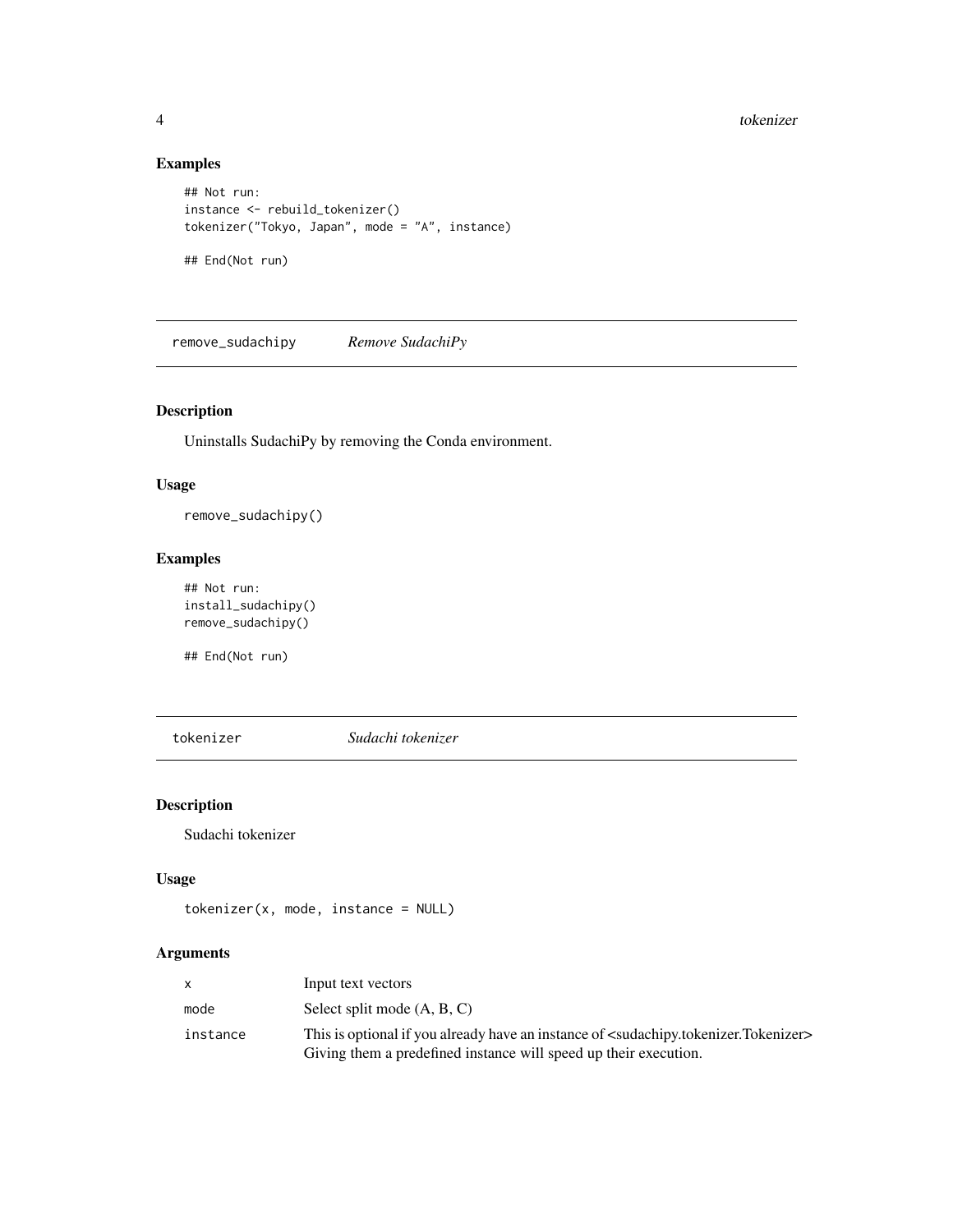### Examples

```
## Not run:
instance <- rebuild_tokenizer()
tokenizer("Tokyo, Japan", mode = "A", instance)

## End(Not run)
```

---

## remove_sudachipy — *Remove SudachiPy*

### Description

Uninstalls SudachiPy by removing the Conda environment.

### Usage

```
remove_sudachipy()
```

### Examples

```
## Not run:
install_sudachipy()
remove_sudachipy()

## End(Not run)
```

---

## tokenizer — *Sudachi tokenizer*

### Description

Sudachi tokenizer

### Usage

```
tokenizer(x, mode, instance = NULL)
```

### Arguments

| | |
|---|---|
| x | Input text vectors |
| mode | Select split mode (A, B, C) |
| instance | This is optional if you already have an instance of <sudachipy.tokenizer.Tokenizer> Giving them a predefined instance will speed up their execution. |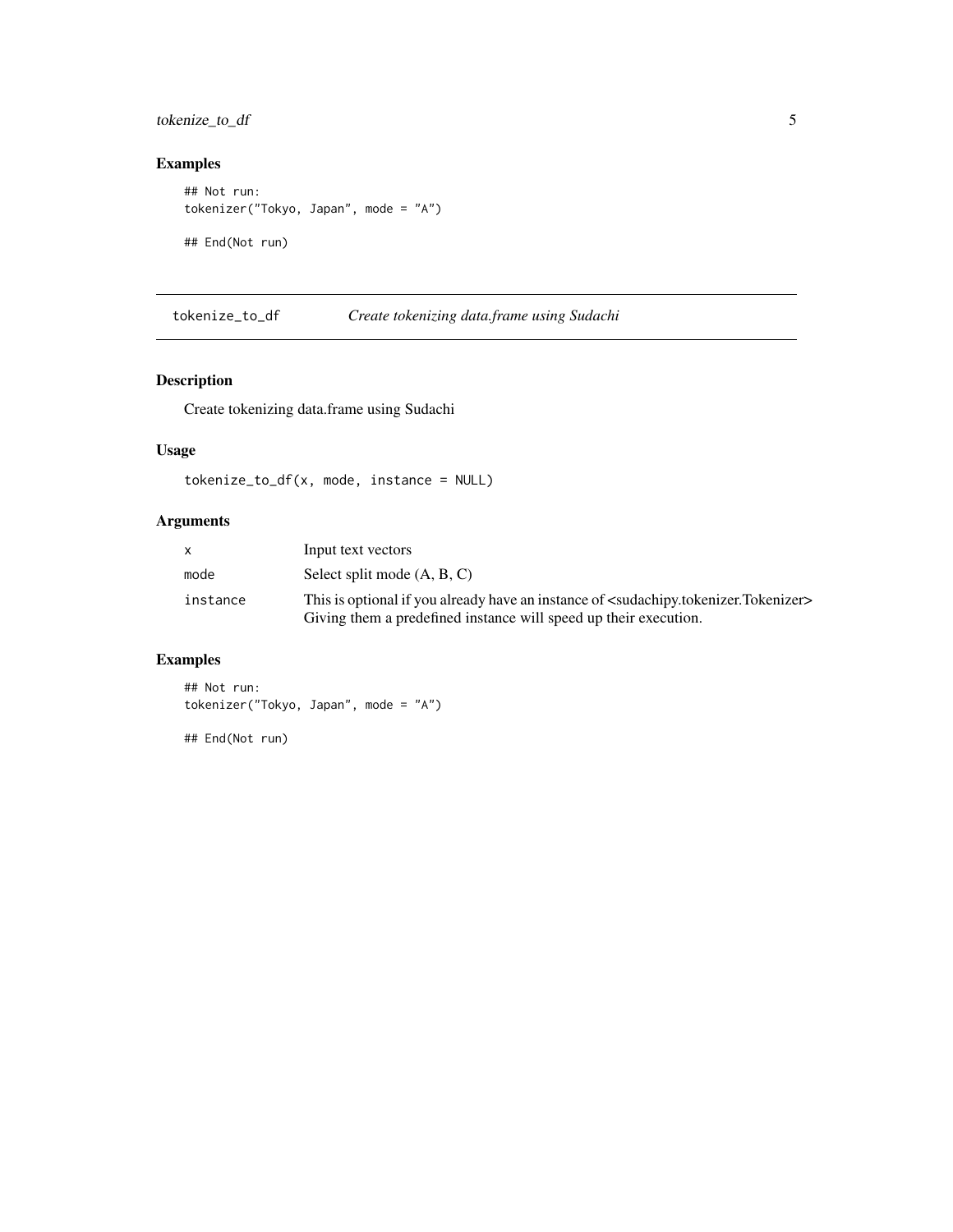## Examples

```
## Not run:
tokenizer("Tokyo, Japan", mode = "A")

## End(Not run)
```

---

# tokenize_to_df — *Create tokenizing data.frame using Sudachi*

## Description

Create tokenizing data.frame using Sudachi

## Usage

```
tokenize_to_df(x, mode, instance = NULL)
```

## Arguments

| Argument | Description |
| --- | --- |
| x | Input text vectors |
| mode | Select split mode (A, B, C) |
| instance | This is optional if you already have an instance of <sudachipy.tokenizer.Tokenizer> Giving them a predefined instance will speed up their execution. |

## Examples

```
## Not run:
tokenizer("Tokyo, Japan", mode = "A")

## End(Not run)
```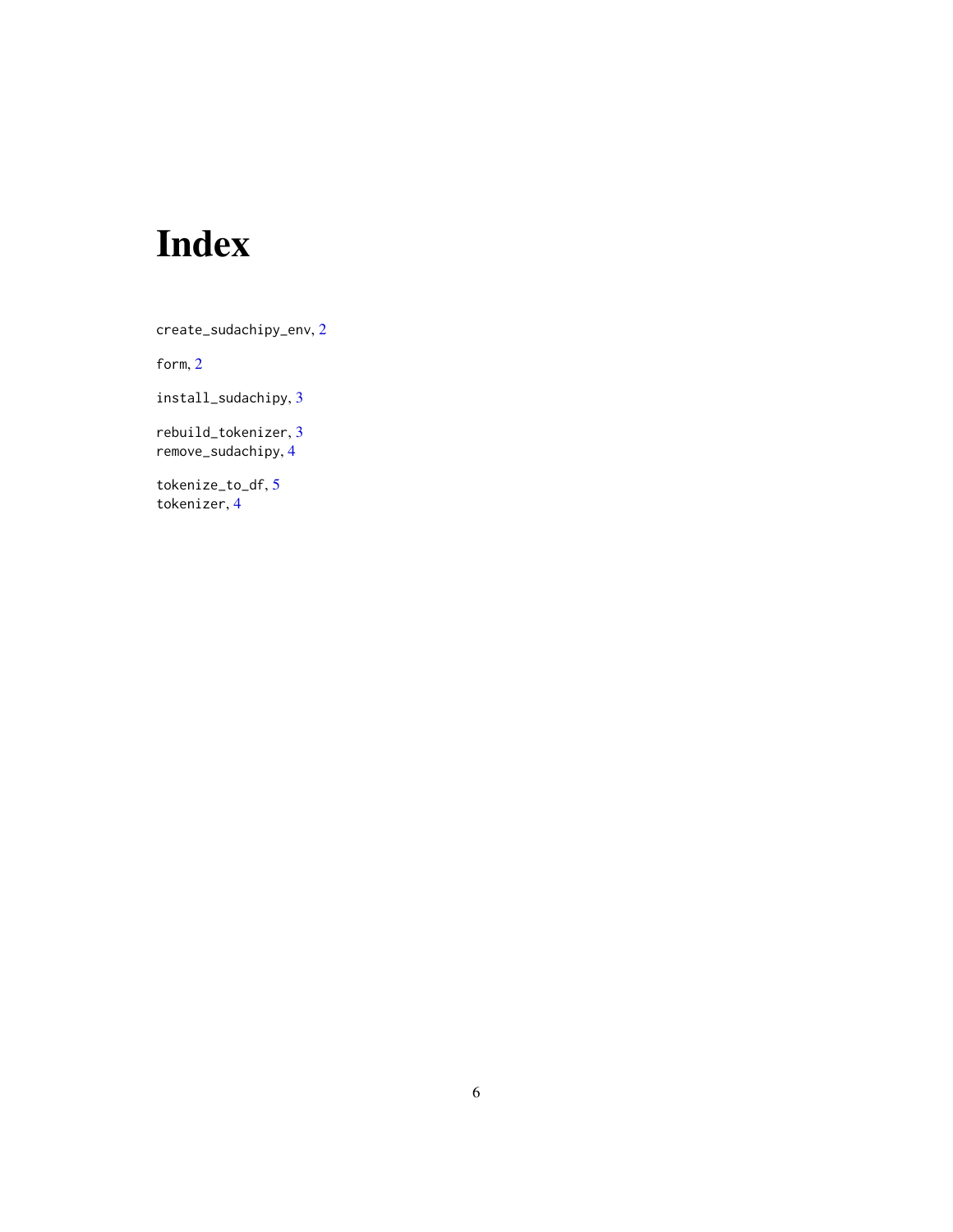# Index

create_sudachipy_env, 2

form, 2

install_sudachipy, 3

rebuild_tokenizer, 3
remove_sudachipy, 4

tokenize_to_df, 5
tokenizer, 4